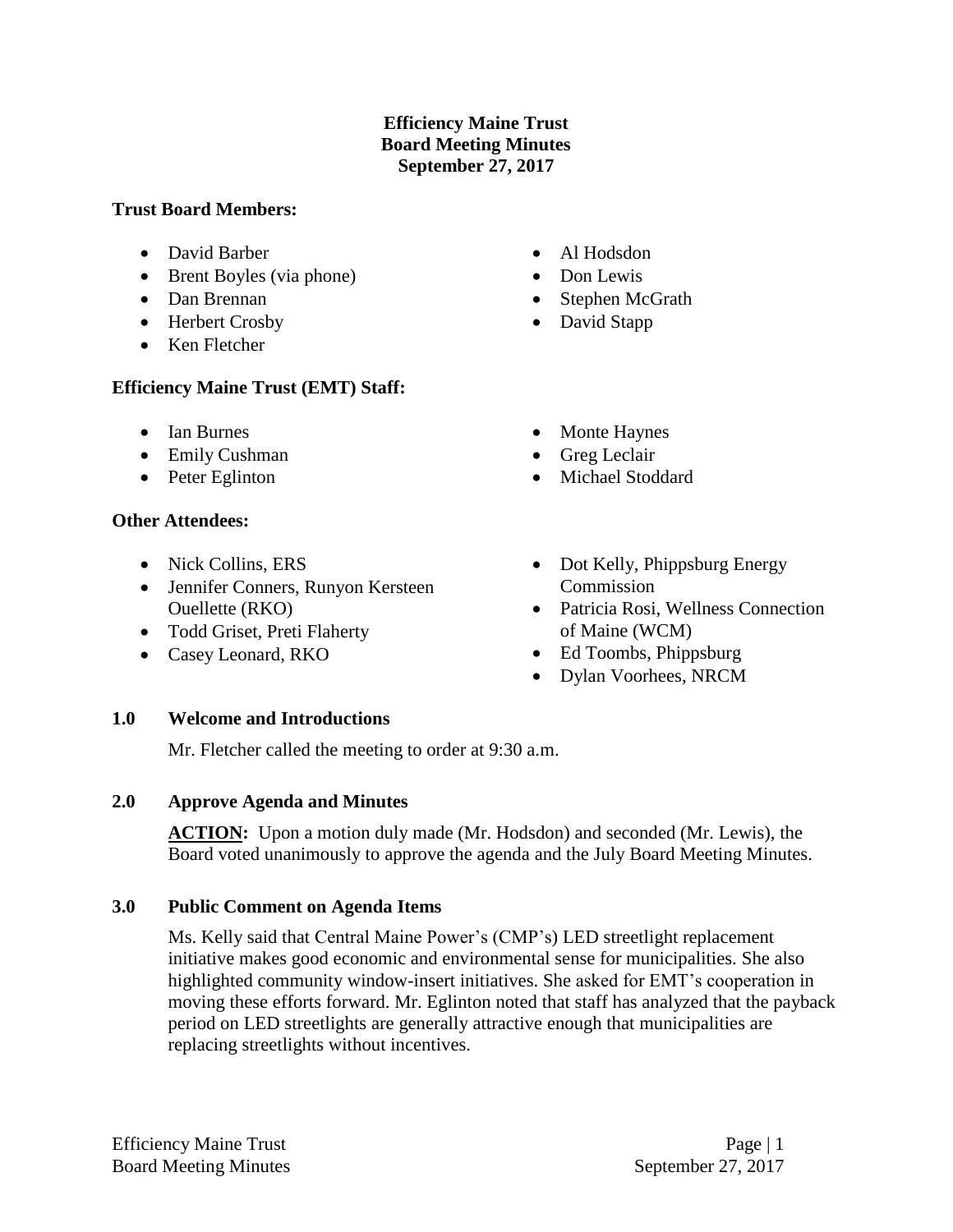# Efficiency Maine Trust
## Board Meeting Minutes
### September 27, 2017

**Trust Board Members:**

- David Barber
- Brent Boyles (via phone)
- Dan Brennan
- Herbert Crosby
- Ken Fletcher
- Al Hodsdon
- Don Lewis
- Stephen McGrath
- David Stapp

**Efficiency Maine Trust (EMT) Staff:**

- Ian Burnes
- Emily Cushman
- Peter Eglinton
- Monte Haynes
- Greg Leclair
- Michael Stoddard

**Other Attendees:**

- Nick Collins, ERS
- Jennifer Conners, Runyon Kersteen Ouellette (RKO)
- Todd Griset, Preti Flaherty
- Casey Leonard, RKO
- Dot Kelly, Phippsburg Energy Commission
- Patricia Rosi, Wellness Connection of Maine (WCM)
- Ed Toombs, Phippsburg
- Dylan Voorhees, NRCM

**1.0 Welcome and Introductions**

Mr. Fletcher called the meeting to order at 9:30 a.m.

**2.0 Approve Agenda and Minutes**

**ACTION:** Upon a motion duly made (Mr. Hodsdon) and seconded (Mr. Lewis), the Board voted unanimously to approve the agenda and the July Board Meeting Minutes.

**3.0 Public Comment on Agenda Items**

Ms. Kelly said that Central Maine Power's (CMP's) LED streetlight replacement initiative makes good economic and environmental sense for municipalities. She also highlighted community window-insert initiatives. She asked for EMT's cooperation in moving these efforts forward. Mr. Eglinton noted that staff has analyzed that the payback period on LED streetlights are generally attractive enough that municipalities are replacing streetlights without incentives.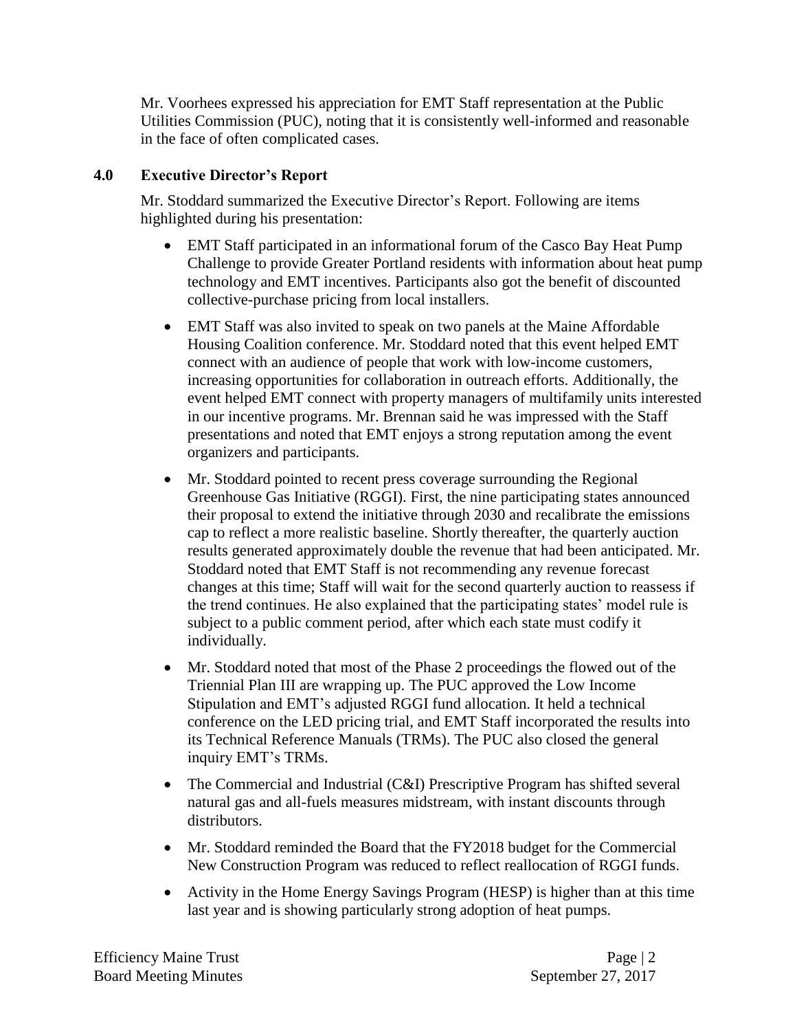Mr. Voorhees expressed his appreciation for EMT Staff representation at the Public Utilities Commission (PUC), noting that it is consistently well-informed and reasonable in the face of often complicated cases.

## 4.0 Executive Director's Report

Mr. Stoddard summarized the Executive Director's Report. Following are items highlighted during his presentation:

- EMT Staff participated in an informational forum of the Casco Bay Heat Pump Challenge to provide Greater Portland residents with information about heat pump technology and EMT incentives. Participants also got the benefit of discounted collective-purchase pricing from local installers.
- EMT Staff was also invited to speak on two panels at the Maine Affordable Housing Coalition conference. Mr. Stoddard noted that this event helped EMT connect with an audience of people that work with low-income customers, increasing opportunities for collaboration in outreach efforts. Additionally, the event helped EMT connect with property managers of multifamily units interested in our incentive programs. Mr. Brennan said he was impressed with the Staff presentations and noted that EMT enjoys a strong reputation among the event organizers and participants.
- Mr. Stoddard pointed to recent press coverage surrounding the Regional Greenhouse Gas Initiative (RGGI). First, the nine participating states announced their proposal to extend the initiative through 2030 and recalibrate the emissions cap to reflect a more realistic baseline. Shortly thereafter, the quarterly auction results generated approximately double the revenue that had been anticipated. Mr. Stoddard noted that EMT Staff is not recommending any revenue forecast changes at this time; Staff will wait for the second quarterly auction to reassess if the trend continues. He also explained that the participating states' model rule is subject to a public comment period, after which each state must codify it individually.
- Mr. Stoddard noted that most of the Phase 2 proceedings the flowed out of the Triennial Plan III are wrapping up. The PUC approved the Low Income Stipulation and EMT's adjusted RGGI fund allocation. It held a technical conference on the LED pricing trial, and EMT Staff incorporated the results into its Technical Reference Manuals (TRMs). The PUC also closed the general inquiry EMT's TRMs.
- The Commercial and Industrial (C&I) Prescriptive Program has shifted several natural gas and all-fuels measures midstream, with instant discounts through distributors.
- Mr. Stoddard reminded the Board that the FY2018 budget for the Commercial New Construction Program was reduced to reflect reallocation of RGGI funds.
- Activity in the Home Energy Savings Program (HESP) is higher than at this time last year and is showing particularly strong adoption of heat pumps.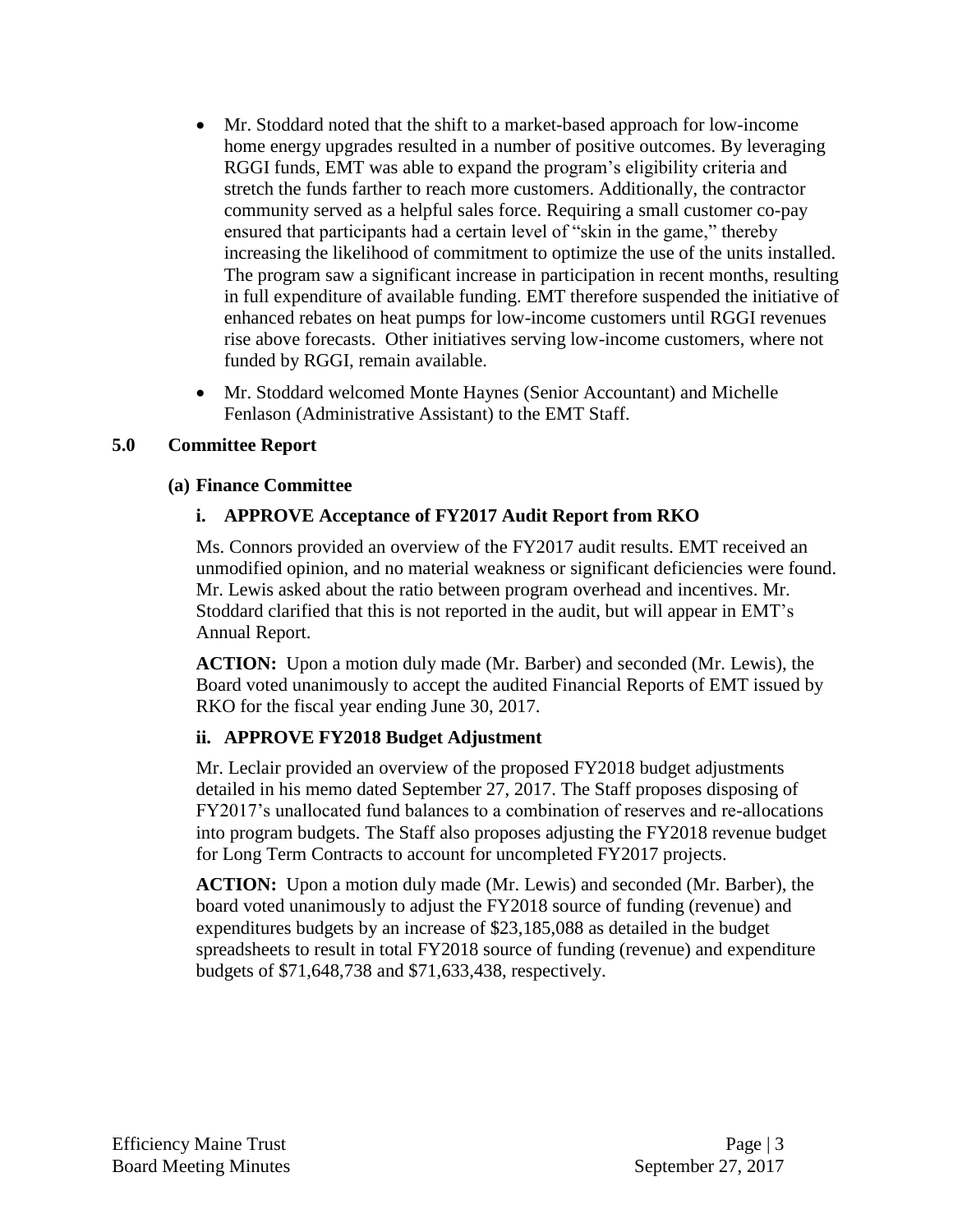- Mr. Stoddard noted that the shift to a market-based approach for low-income home energy upgrades resulted in a number of positive outcomes. By leveraging RGGI funds, EMT was able to expand the program's eligibility criteria and stretch the funds farther to reach more customers. Additionally, the contractor community served as a helpful sales force. Requiring a small customer co-pay ensured that participants had a certain level of "skin in the game," thereby increasing the likelihood of commitment to optimize the use of the units installed. The program saw a significant increase in participation in recent months, resulting in full expenditure of available funding. EMT therefore suspended the initiative of enhanced rebates on heat pumps for low-income customers until RGGI revenues rise above forecasts. Other initiatives serving low-income customers, where not funded by RGGI, remain available.
- Mr. Stoddard welcomed Monte Haynes (Senior Accountant) and Michelle Fenlason (Administrative Assistant) to the EMT Staff.

## 5.0 Committee Report

### (a) Finance Committee

#### i. APPROVE Acceptance of FY2017 Audit Report from RKO

Ms. Connors provided an overview of the FY2017 audit results. EMT received an unmodified opinion, and no material weakness or significant deficiencies were found. Mr. Lewis asked about the ratio between program overhead and incentives. Mr. Stoddard clarified that this is not reported in the audit, but will appear in EMT's Annual Report.

**ACTION:** Upon a motion duly made (Mr. Barber) and seconded (Mr. Lewis), the Board voted unanimously to accept the audited Financial Reports of EMT issued by RKO for the fiscal year ending June 30, 2017.

#### ii. APPROVE FY2018 Budget Adjustment

Mr. Leclair provided an overview of the proposed FY2018 budget adjustments detailed in his memo dated September 27, 2017. The Staff proposes disposing of FY2017's unallocated fund balances to a combination of reserves and re-allocations into program budgets. The Staff also proposes adjusting the FY2018 revenue budget for Long Term Contracts to account for uncompleted FY2017 projects.

**ACTION:** Upon a motion duly made (Mr. Lewis) and seconded (Mr. Barber), the board voted unanimously to adjust the FY2018 source of funding (revenue) and expenditures budgets by an increase of $23,185,088 as detailed in the budget spreadsheets to result in total FY2018 source of funding (revenue) and expenditure budgets of $71,648,738 and $71,633,438, respectively.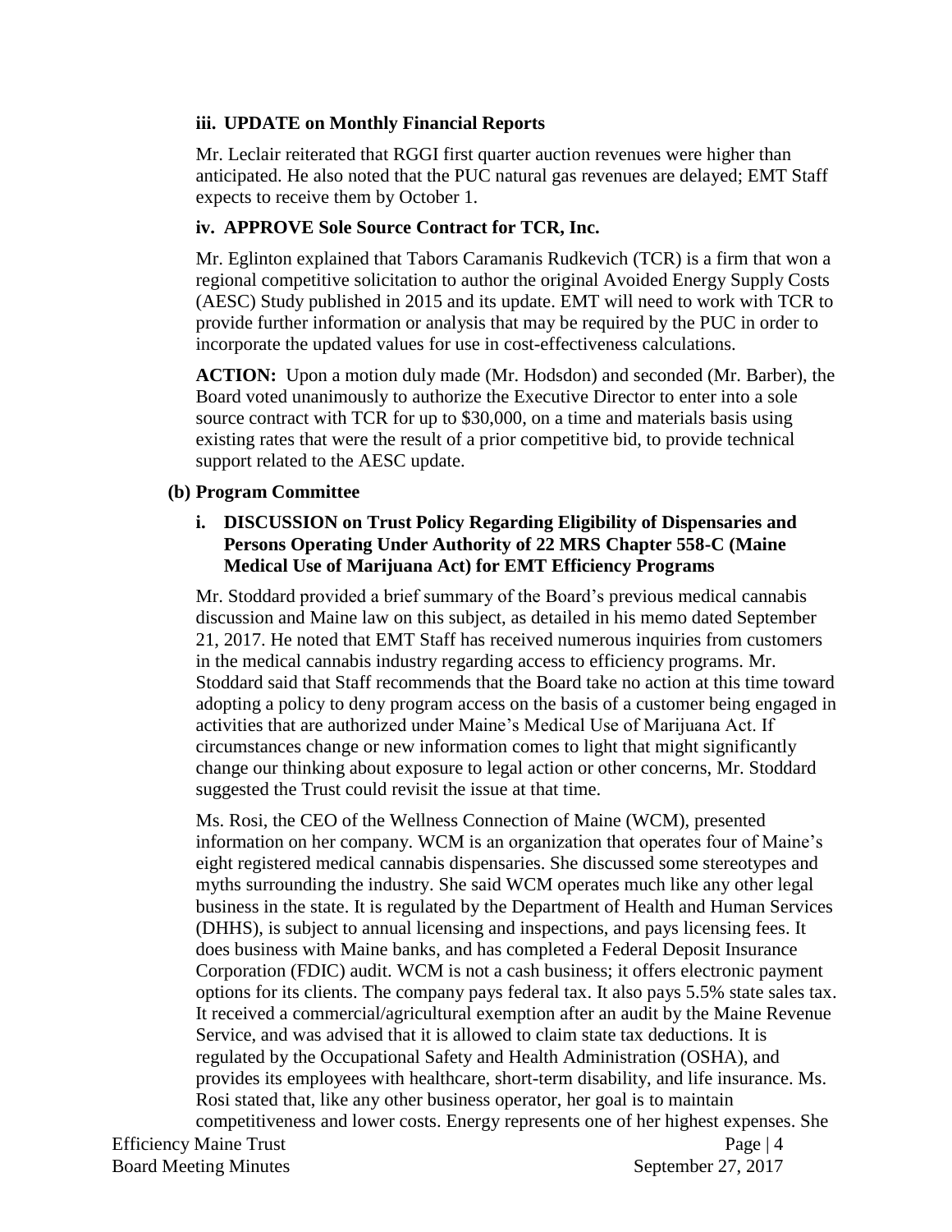### iii. UPDATE on Monthly Financial Reports

Mr. Leclair reiterated that RGGI first quarter auction revenues were higher than anticipated. He also noted that the PUC natural gas revenues are delayed; EMT Staff expects to receive them by October 1.

### iv. APPROVE Sole Source Contract for TCR, Inc.

Mr. Eglinton explained that Tabors Caramanis Rudkevich (TCR) is a firm that won a regional competitive solicitation to author the original Avoided Energy Supply Costs (AESC) Study published in 2015 and its update. EMT will need to work with TCR to provide further information or analysis that may be required by the PUC in order to incorporate the updated values for use in cost-effectiveness calculations.

**ACTION:** Upon a motion duly made (Mr. Hodsdon) and seconded (Mr. Barber), the Board voted unanimously to authorize the Executive Director to enter into a sole source contract with TCR for up to $30,000, on a time and materials basis using existing rates that were the result of a prior competitive bid, to provide technical support related to the AESC update.

## (b) Program Committee

### i. DISCUSSION on Trust Policy Regarding Eligibility of Dispensaries and Persons Operating Under Authority of 22 MRS Chapter 558-C (Maine Medical Use of Marijuana Act) for EMT Efficiency Programs

Mr. Stoddard provided a brief summary of the Board's previous medical cannabis discussion and Maine law on this subject, as detailed in his memo dated September 21, 2017. He noted that EMT Staff has received numerous inquiries from customers in the medical cannabis industry regarding access to efficiency programs. Mr. Stoddard said that Staff recommends that the Board take no action at this time toward adopting a policy to deny program access on the basis of a customer being engaged in activities that are authorized under Maine's Medical Use of Marijuana Act. If circumstances change or new information comes to light that might significantly change our thinking about exposure to legal action or other concerns, Mr. Stoddard suggested the Trust could revisit the issue at that time.

Ms. Rosi, the CEO of the Wellness Connection of Maine (WCM), presented information on her company. WCM is an organization that operates four of Maine's eight registered medical cannabis dispensaries. She discussed some stereotypes and myths surrounding the industry. She said WCM operates much like any other legal business in the state. It is regulated by the Department of Health and Human Services (DHHS), is subject to annual licensing and inspections, and pays licensing fees. It does business with Maine banks, and has completed a Federal Deposit Insurance Corporation (FDIC) audit. WCM is not a cash business; it offers electronic payment options for its clients. The company pays federal tax. It also pays 5.5% state sales tax. It received a commercial/agricultural exemption after an audit by the Maine Revenue Service, and was advised that it is allowed to claim state tax deductions. It is regulated by the Occupational Safety and Health Administration (OSHA), and provides its employees with healthcare, short-term disability, and life insurance. Ms. Rosi stated that, like any other business operator, her goal is to maintain competitiveness and lower costs. Energy represents one of her highest expenses. She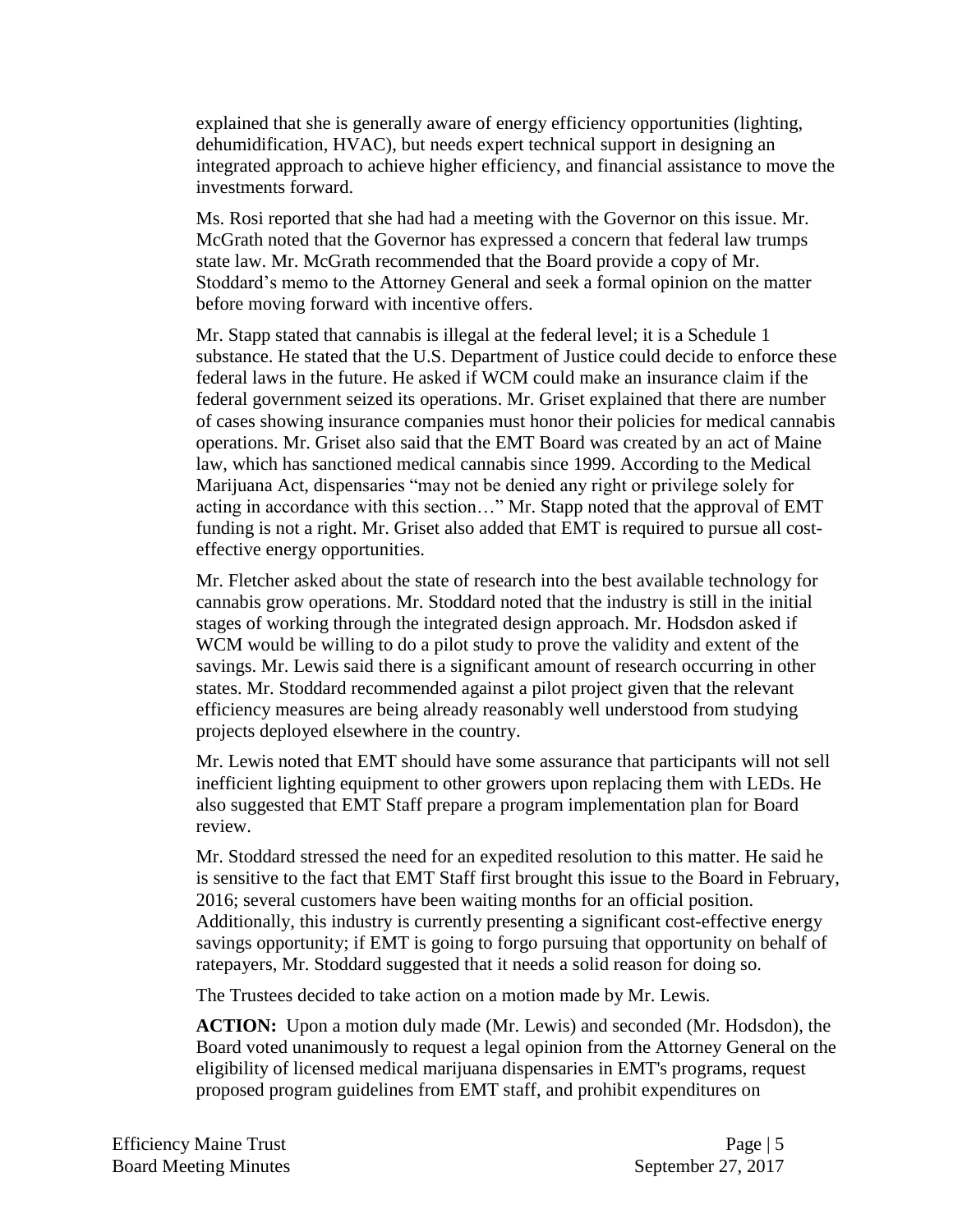explained that she is generally aware of energy efficiency opportunities (lighting, dehumidification, HVAC), but needs expert technical support in designing an integrated approach to achieve higher efficiency, and financial assistance to move the investments forward.

Ms. Rosi reported that she had had a meeting with the Governor on this issue. Mr. McGrath noted that the Governor has expressed a concern that federal law trumps state law. Mr. McGrath recommended that the Board provide a copy of Mr. Stoddard's memo to the Attorney General and seek a formal opinion on the matter before moving forward with incentive offers.

Mr. Stapp stated that cannabis is illegal at the federal level; it is a Schedule 1 substance. He stated that the U.S. Department of Justice could decide to enforce these federal laws in the future. He asked if WCM could make an insurance claim if the federal government seized its operations. Mr. Griset explained that there are number of cases showing insurance companies must honor their policies for medical cannabis operations. Mr. Griset also said that the EMT Board was created by an act of Maine law, which has sanctioned medical cannabis since 1999. According to the Medical Marijuana Act, dispensaries "may not be denied any right or privilege solely for acting in accordance with this section…" Mr. Stapp noted that the approval of EMT funding is not a right. Mr. Griset also added that EMT is required to pursue all cost-effective energy opportunities.

Mr. Fletcher asked about the state of research into the best available technology for cannabis grow operations. Mr. Stoddard noted that the industry is still in the initial stages of working through the integrated design approach. Mr. Hodsdon asked if WCM would be willing to do a pilot study to prove the validity and extent of the savings. Mr. Lewis said there is a significant amount of research occurring in other states. Mr. Stoddard recommended against a pilot project given that the relevant efficiency measures are being already reasonably well understood from studying projects deployed elsewhere in the country.

Mr. Lewis noted that EMT should have some assurance that participants will not sell inefficient lighting equipment to other growers upon replacing them with LEDs. He also suggested that EMT Staff prepare a program implementation plan for Board review.

Mr. Stoddard stressed the need for an expedited resolution to this matter. He said he is sensitive to the fact that EMT Staff first brought this issue to the Board in February, 2016; several customers have been waiting months for an official position. Additionally, this industry is currently presenting a significant cost-effective energy savings opportunity; if EMT is going to forgo pursuing that opportunity on behalf of ratepayers, Mr. Stoddard suggested that it needs a solid reason for doing so.

The Trustees decided to take action on a motion made by Mr. Lewis.

**ACTION:** Upon a motion duly made (Mr. Lewis) and seconded (Mr. Hodsdon), the Board voted unanimously to request a legal opinion from the Attorney General on the eligibility of licensed medical marijuana dispensaries in EMT's programs, request proposed program guidelines from EMT staff, and prohibit expenditures on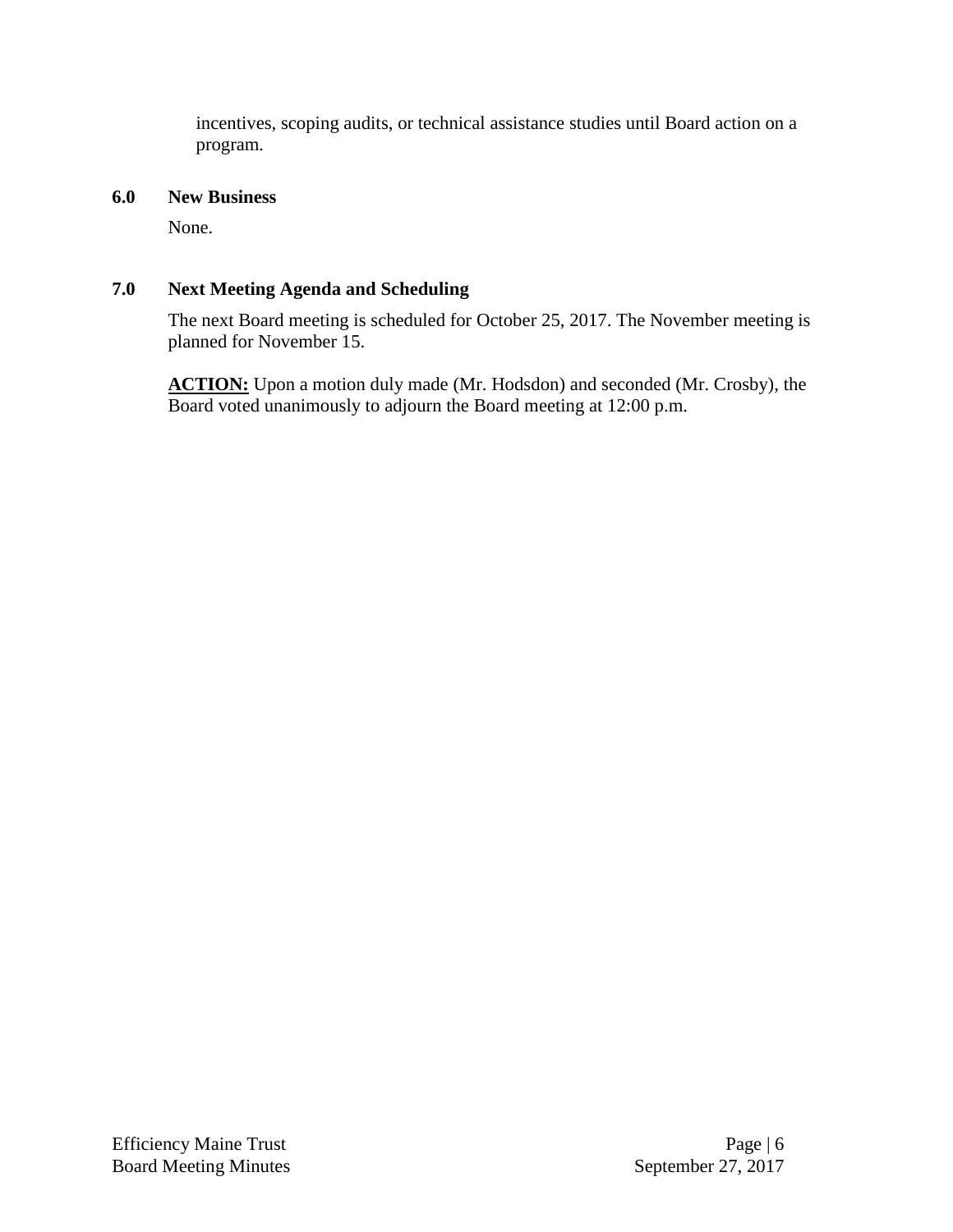incentives, scoping audits, or technical assistance studies until Board action on a program.

## 6.0 New Business

None.

## 7.0 Next Meeting Agenda and Scheduling

The next Board meeting is scheduled for October 25, 2017. The November meeting is planned for November 15.

**ACTION:** Upon a motion duly made (Mr. Hodsdon) and seconded (Mr. Crosby), the Board voted unanimously to adjourn the Board meeting at 12:00 p.m.